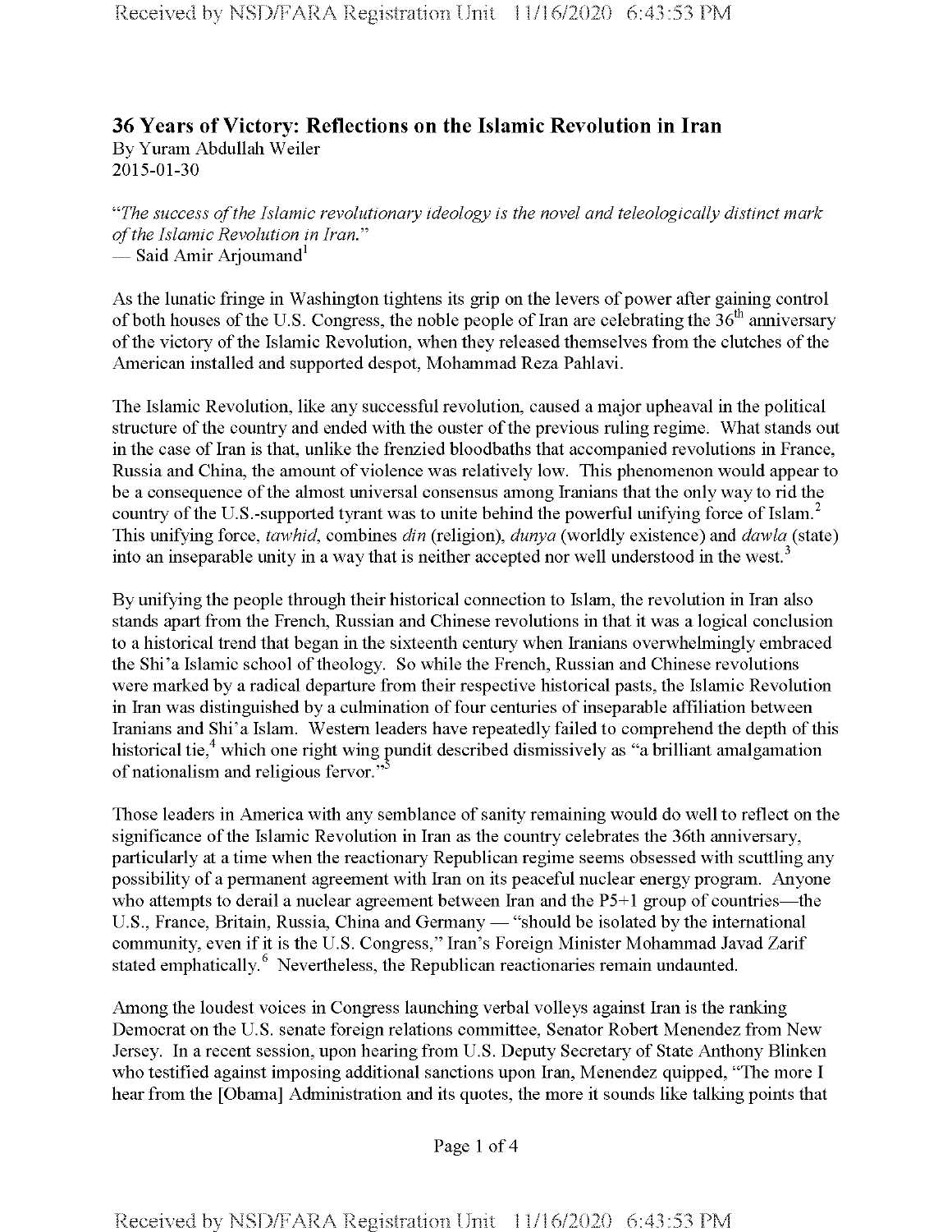# 36 Years of Victory: Reflections on the Islamic Revolution in Iran

By Yuram Abdullah Weiler
2015-01-30

*"The success of the Islamic revolutionary ideology is the novel and teleologically distinct mark of the Islamic Revolution in Iran."*
— Said Amir Arjoumand[1]

As the lunatic fringe in Washington tightens its grip on the levers of power after gaining control of both houses of the U.S. Congress, the noble people of Iran are celebrating the 36th anniversary of the victory of the Islamic Revolution, when they released themselves from the clutches of the American installed and supported despot, Mohammad Reza Pahlavi.

The Islamic Revolution, like any successful revolution, caused a major upheaval in the political structure of the country and ended with the ouster of the previous ruling regime. What stands out in the case of Iran is that, unlike the frenzied bloodbaths that accompanied revolutions in France, Russia and China, the amount of violence was relatively low. This phenomenon would appear to be a consequence of the almost universal consensus among Iranians that the only way to rid the country of the U.S.-supported tyrant was to unite behind the powerful unifying force of Islam.[2] This unifying force, *tawhid*, combines *din* (religion), *dunya* (worldly existence) and *dawla* (state) into an inseparable unity in a way that is neither accepted nor well understood in the west.[3]

By unifying the people through their historical connection to Islam, the revolution in Iran also stands apart from the French, Russian and Chinese revolutions in that it was a logical conclusion to a historical trend that began in the sixteenth century when Iranians overwhelmingly embraced the Shi'a Islamic school of theology. So while the French, Russian and Chinese revolutions were marked by a radical departure from their respective historical pasts, the Islamic Revolution in Iran was distinguished by a culmination of four centuries of inseparable affiliation between Iranians and Shi'a Islam. Western leaders have repeatedly failed to comprehend the depth of this historical tie,[4] which one right wing pundit described dismissively as "a brilliant amalgamation of nationalism and religious fervor."[5]

Those leaders in America with any semblance of sanity remaining would do well to reflect on the significance of the Islamic Revolution in Iran as the country celebrates the 36th anniversary, particularly at a time when the reactionary Republican regime seems obsessed with scuttling any possibility of a permanent agreement with Iran on its peaceful nuclear energy program. Anyone who attempts to derail a nuclear agreement between Iran and the P5+1 group of countries—the U.S., France, Britain, Russia, China and Germany — "should be isolated by the international community, even if it is the U.S. Congress," Iran's Foreign Minister Mohammad Javad Zarif stated emphatically.[6] Nevertheless, the Republican reactionaries remain undaunted.

Among the loudest voices in Congress launching verbal volleys against Iran is the ranking Democrat on the U.S. senate foreign relations committee, Senator Robert Menendez from New Jersey. In a recent session, upon hearing from U.S. Deputy Secretary of State Anthony Blinken who testified against imposing additional sanctions upon Iran, Menendez quipped, "The more I hear from the [Obama] Administration and its quotes, the more it sounds like talking points that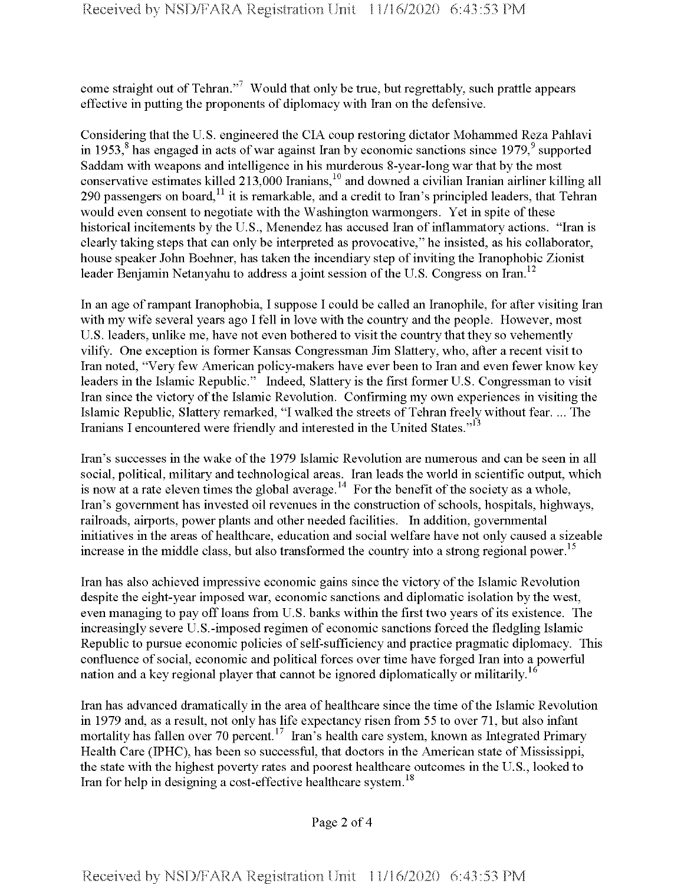come straight out of Tehran."[7] Would that only be true, but regrettably, such prattle appears effective in putting the proponents of diplomacy with Iran on the defensive.

Considering that the U.S. engineered the CIA coup restoring dictator Mohammed Reza Pahlavi in 1953,[8] has engaged in acts of war against Iran by economic sanctions since 1979,[9] supported Saddam with weapons and intelligence in his murderous 8-year-long war that by the most conservative estimates killed 213,000 Iranians,[10] and downed a civilian Iranian airliner killing all 290 passengers on board,[11] it is remarkable, and a credit to Iran's principled leaders, that Tehran would even consent to negotiate with the Washington warmongers. Yet in spite of these historical incitements by the U.S., Menendez has accused Iran of inflammatory actions. "Iran is clearly taking steps that can only be interpreted as provocative," he insisted, as his collaborator, house speaker John Boehner, has taken the incendiary step of inviting the Iranophobic Zionist leader Benjamin Netanyahu to address a joint session of the U.S. Congress on Iran.[12]

In an age of rampant Iranophobia, I suppose I could be called an Iranophile, for after visiting Iran with my wife several years ago I fell in love with the country and the people. However, most U.S. leaders, unlike me, have not even bothered to visit the country that they so vehemently vilify. One exception is former Kansas Congressman Jim Slattery, who, after a recent visit to Iran noted, "Very few American policy-makers have ever been to Iran and even fewer know key leaders in the Islamic Republic." Indeed, Slattery is the first former U.S. Congressman to visit Iran since the victory of the Islamic Revolution. Confirming my own experiences in visiting the Islamic Republic, Slattery remarked, "I walked the streets of Tehran freely without fear. ... The Iranians I encountered were friendly and interested in the United States."[13]

Iran's successes in the wake of the 1979 Islamic Revolution are numerous and can be seen in all social, political, military and technological areas. Iran leads the world in scientific output, which is now at a rate eleven times the global average.[14] For the benefit of the society as a whole, Iran's government has invested oil revenues in the construction of schools, hospitals, highways, railroads, airports, power plants and other needed facilities. In addition, governmental initiatives in the areas of healthcare, education and social welfare have not only caused a sizeable increase in the middle class, but also transformed the country into a strong regional power.[15]

Iran has also achieved impressive economic gains since the victory of the Islamic Revolution despite the eight-year imposed war, economic sanctions and diplomatic isolation by the west, even managing to pay off loans from U.S. banks within the first two years of its existence. The increasingly severe U.S.-imposed regimen of economic sanctions forced the fledgling Islamic Republic to pursue economic policies of self-sufficiency and practice pragmatic diplomacy. This confluence of social, economic and political forces over time have forged Iran into a powerful nation and a key regional player that cannot be ignored diplomatically or militarily.[16]

Iran has advanced dramatically in the area of healthcare since the time of the Islamic Revolution in 1979 and, as a result, not only has life expectancy risen from 55 to over 71, but also infant mortality has fallen over 70 percent.[17] Iran's health care system, known as Integrated Primary Health Care (IPHC), has been so successful, that doctors in the American state of Mississippi, the state with the highest poverty rates and poorest healthcare outcomes in the U.S., looked to Iran for help in designing a cost-effective healthcare system.[18]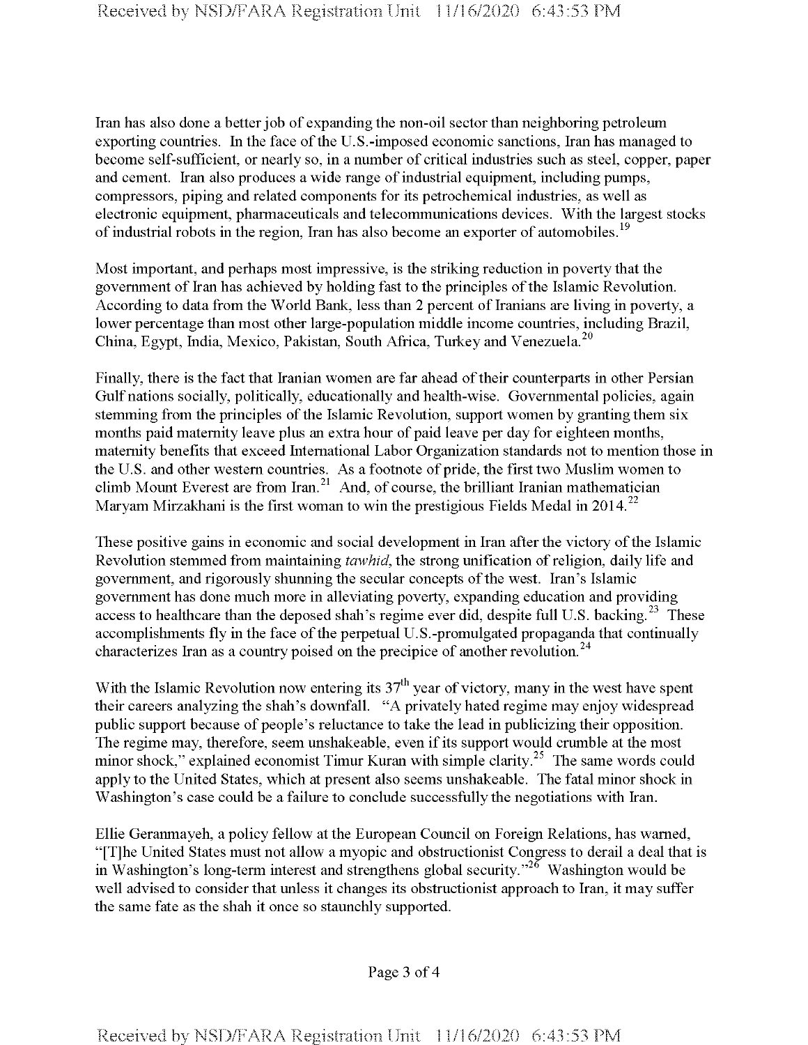Iran has also done a better job of expanding the non-oil sector than neighboring petroleum exporting countries. In the face of the U.S.-imposed economic sanctions, Iran has managed to become self-sufficient, or nearly so, in a number of critical industries such as steel, copper, paper and cement. Iran also produces a wide range of industrial equipment, including pumps, compressors, piping and related components for its petrochemical industries, as well as electronic equipment, pharmaceuticals and telecommunications devices. With the largest stocks of industrial robots in the region, Iran has also become an exporter of automobiles.[19]

Most important, and perhaps most impressive, is the striking reduction in poverty that the government of Iran has achieved by holding fast to the principles of the Islamic Revolution. According to data from the World Bank, less than 2 percent of Iranians are living in poverty, a lower percentage than most other large-population middle income countries, including Brazil, China, Egypt, India, Mexico, Pakistan, South Africa, Turkey and Venezuela.[20]

Finally, there is the fact that Iranian women are far ahead of their counterparts in other Persian Gulf nations socially, politically, educationally and health-wise. Governmental policies, again stemming from the principles of the Islamic Revolution, support women by granting them six months paid maternity leave plus an extra hour of paid leave per day for eighteen months, maternity benefits that exceed International Labor Organization standards not to mention those in the U.S. and other western countries. As a footnote of pride, the first two Muslim women to climb Mount Everest are from Iran.[21] And, of course, the brilliant Iranian mathematician Maryam Mirzakhani is the first woman to win the prestigious Fields Medal in 2014.[22]

These positive gains in economic and social development in Iran after the victory of the Islamic Revolution stemmed from maintaining *tawhid*, the strong unification of religion, daily life and government, and rigorously shunning the secular concepts of the west. Iran's Islamic government has done much more in alleviating poverty, expanding education and providing access to healthcare than the deposed shah's regime ever did, despite full U.S. backing.[23] These accomplishments fly in the face of the perpetual U.S.-promulgated propaganda that continually characterizes Iran as a country poised on the precipice of another revolution.[24]

With the Islamic Revolution now entering its 37th year of victory, many in the west have spent their careers analyzing the shah's downfall. "A privately hated regime may enjoy widespread public support because of people's reluctance to take the lead in publicizing their opposition. The regime may, therefore, seem unshakeable, even if its support would crumble at the most minor shock," explained economist Timur Kuran with simple clarity.[25] The same words could apply to the United States, which at present also seems unshakeable. The fatal minor shock in Washington's case could be a failure to conclude successfully the negotiations with Iran.

Ellie Geranmayeh, a policy fellow at the European Council on Foreign Relations, has warned, "[T]he United States must not allow a myopic and obstructionist Congress to derail a deal that is in Washington's long-term interest and strengthens global security."[26] Washington would be well advised to consider that unless it changes its obstructionist approach to Iran, it may suffer the same fate as the shah it once so staunchly supported.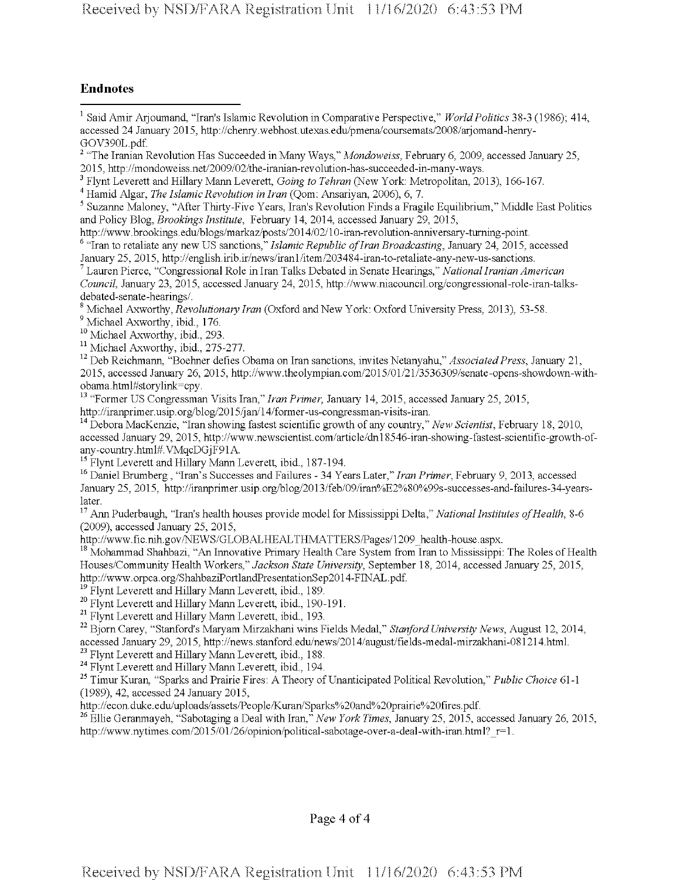## Endnotes

[1] Said Amir Arjoumand, "Iran's Islamic Revolution in Comparative Perspective," *World Politics* 38-3 (1986); 414, accessed 24 January 2015, http://chenry.webhost.utexas.edu/pmena/coursemats/2008/arjomand-henry-GOV390L.pdf.

[2] "The Iranian Revolution Has Succeeded in Many Ways," *Mondoweiss*, February 6, 2009, accessed January 25, 2015, http://mondoweiss.net/2009/02/the-iranian-revolution-has-succeeded-in-many-ways.

[3] Flynt Leverett and Hillary Mann Leverett, *Going to Tehran* (New York: Metropolitan, 2013), 166-167.

[4] Hamid Algar, *The Islamic Revolution in Iran* (Qom: Ansariyan, 2006), 6, 7.

[5] Suzanne Maloney, "After Thirty-Five Years, Iran's Revolution Finds a Fragile Equilibrium," Middle East Politics and Policy Blog, *Brookings Institute*, February 14, 2014, accessed January 29, 2015, http://www.brookings.edu/blogs/markaz/posts/2014/02/10-iran-revolution-anniversary-turning-point.

[6] "Iran to retaliate any new US sanctions," *Islamic Republic of Iran Broadcasting*, January 24, 2015, accessed January 25, 2015, http://english.irib.ir/news/iran1/item/203484-iran-to-retaliate-any-new-us-sanctions.

[7] Lauren Pierce, "Congressional Role in Iran Talks Debated in Senate Hearings," *National Iranian American Council*, January 23, 2015, accessed January 24, 2015, http://www.niacouncil.org/congressional-role-iran-talks-debated-senate-hearings/.

[8] Michael Axworthy, *Revolutionary Iran* (Oxford and New York: Oxford University Press, 2013), 53-58.

[9] Michael Axworthy, ibid., 176.

[10] Michael Axworthy, ibid., 293.

[11] Michael Axworthy, ibid., 275-277.

[12] Deb Reichmann, "Boehner defies Obama on Iran sanctions, invites Netanyahu," *Associated Press*, January 21, 2015, accessed January 26, 2015, http://www.theolympian.com/2015/01/21/3536309/senate-opens-showdown-with-obama.html#storylink=cpy.

[13] "Former US Congressman Visits Iran," *Iran Primer*, January 14, 2015, accessed January 25, 2015, http://iranprimer.usip.org/blog/2015/jan/14/former-us-congressman-visits-iran.

[14] Debora MacKenzie, "Iran showing fastest scientific growth of any country," *New Scientist*, February 18, 2010, accessed January 29, 2015, http://www.newscientist.com/article/dn18546-iran-showing-fastest-scientific-growth-of-any-country.html#.VMqcDGjF91A.

[15] Flynt Leverett and Hillary Mann Leverett, ibid., 187-194.

[16] Daniel Brumberg , "Iran's Successes and Failures - 34 Years Later," *Iran Primer*, February 9, 2013, accessed January 25, 2015, http://iranprimer.usip.org/blog/2013/feb/09/iran%E2%80%99s-successes-and-failures-34-years-later.

[17] Ann Puderbaugh, "Iran's health houses provide model for Mississippi Delta," *National Institutes of Health*, 8-6 (2009), accessed January 25, 2015, http://www.fic.nih.gov/NEWS/GLOBALHEALTHMATTERS/Pages/1209_health-house.aspx.

[18] Mohammad Shahbazi, "An Innovative Primary Health Care System from Iran to Mississippi: The Roles of Health Houses/Community Health Workers," *Jackson State University*, September 18, 2014, accessed January 25, 2015, http://www.orpca.org/ShahbaziPortlandPresentationSep2014-FINAL.pdf.

[19] Flynt Leverett and Hillary Mann Leverett, ibid., 189.

[20] Flynt Leverett and Hillary Mann Leverett, ibid., 190-191.

[21] Flynt Leverett and Hillary Mann Leverett, ibid., 193.

[22] Bjorn Carey, "Stanford's Maryam Mirzakhani wins Fields Medal," *Stanford University News*, August 12, 2014, accessed January 29, 2015, http://news.stanford.edu/news/2014/august/fields-medal-mirzakhani-081214.html.

[23] Flynt Leverett and Hillary Mann Leverett, ibid., 188.

[24] Flynt Leverett and Hillary Mann Leverett, ibid., 194.

[25] Timur Kuran, "Sparks and Prairie Fires: A Theory of Unanticipated Political Revolution," *Public Choice* 61-1 (1989), 42, accessed 24 January 2015, http://econ.duke.edu/uploads/assets/People/Kuran/Sparks%20and%20prairie%20fires.pdf.

[26] Ellie Geranmayeh, "Sabotaging a Deal with Iran," *New York Times*, January 25, 2015, accessed January 26, 2015, http://www.nytimes.com/2015/01/26/opinion/political-sabotage-over-a-deal-with-iran.html?_r=1.